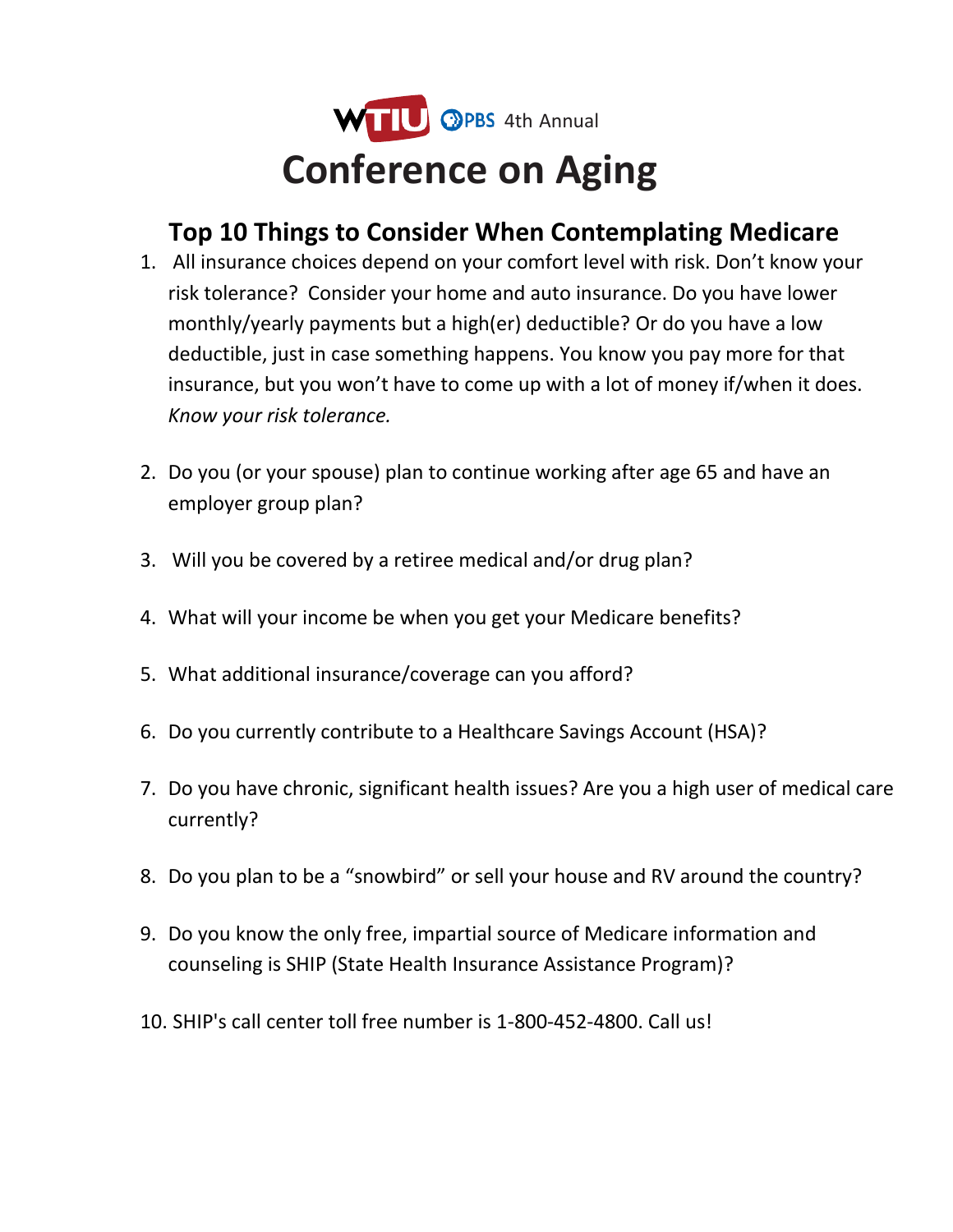WTIU PBS 4th Annual

# Conference on Aging

## Top 10 Things to Consider When Contemplating Medicare

1. All insurance choices depend on your comfort level with risk. Don't know your risk tolerance? Consider your home and auto insurance. Do you have lower monthly/yearly payments but a high(er) deductible? Or do you have a low deductible, just in case something happens. You know you pay more for that insurance, but you won't have to come up with a lot of money if/when it does. *Know your risk tolerance.*

2. Do you (or your spouse) plan to continue working after age 65 and have an employer group plan?

3. Will you be covered by a retiree medical and/or drug plan?

4. What will your income be when you get your Medicare benefits?

5. What additional insurance/coverage can you afford?

6. Do you currently contribute to a Healthcare Savings Account (HSA)?

7. Do you have chronic, significant health issues? Are you a high user of medical care currently?

8. Do you plan to be a "snowbird" or sell your house and RV around the country?

9. Do you know the only free, impartial source of Medicare information and counseling is SHIP (State Health Insurance Assistance Program)?

10. SHIP's call center toll free number is 1-800-452-4800. Call us!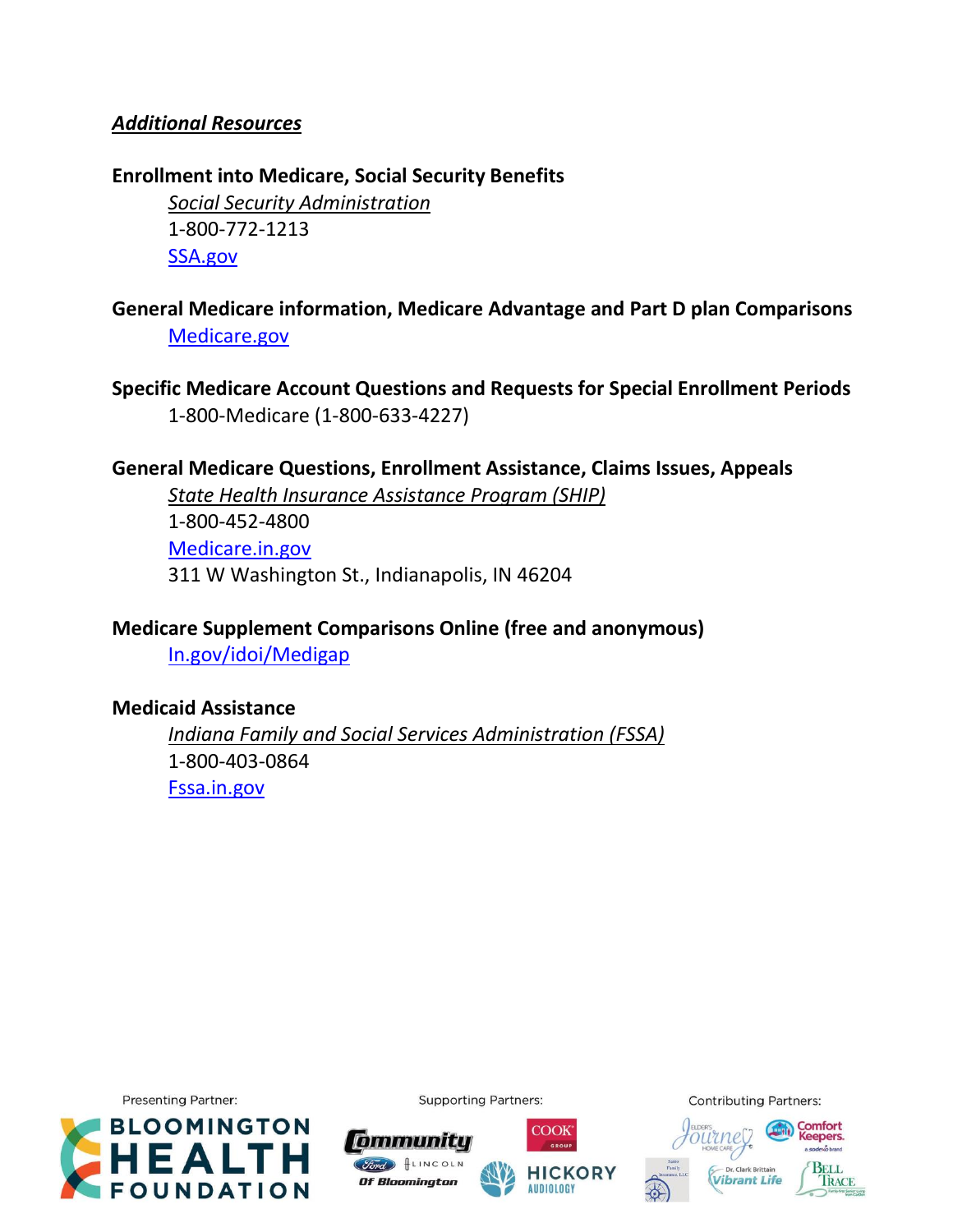***Additional Resources***

**Enrollment into Medicare, Social Security Benefits**

*Social Security Administration*
1-800-772-1213
SSA.gov

**General Medicare information, Medicare Advantage and Part D plan Comparisons**

Medicare.gov

**Specific Medicare Account Questions and Requests for Special Enrollment Periods**

1-800-Medicare (1-800-633-4227)

**General Medicare Questions, Enrollment Assistance, Claims Issues, Appeals**

*State Health Insurance Assistance Program (SHIP)*
1-800-452-4800
Medicare.in.gov
311 W Washington St., Indianapolis, IN 46204

**Medicare Supplement Comparisons Online (free and anonymous)**

In.gov/idoi/Medigap

**Medicaid Assistance**

*Indiana Family and Social Services Administration (FSSA)*
1-800-403-0864
Fssa.in.gov

Presenting Partner: Bloomington Health Foundation

Supporting Partners: Community Ford Lincoln of Bloomington, Cook Group, Hickory Audiology

Contributing Partners: Elder's Journey Home Care, Comfort Keepers, Sater Family Insurance, LLC, Dr. Clark Brittain Vibrant Life, Bell Trace